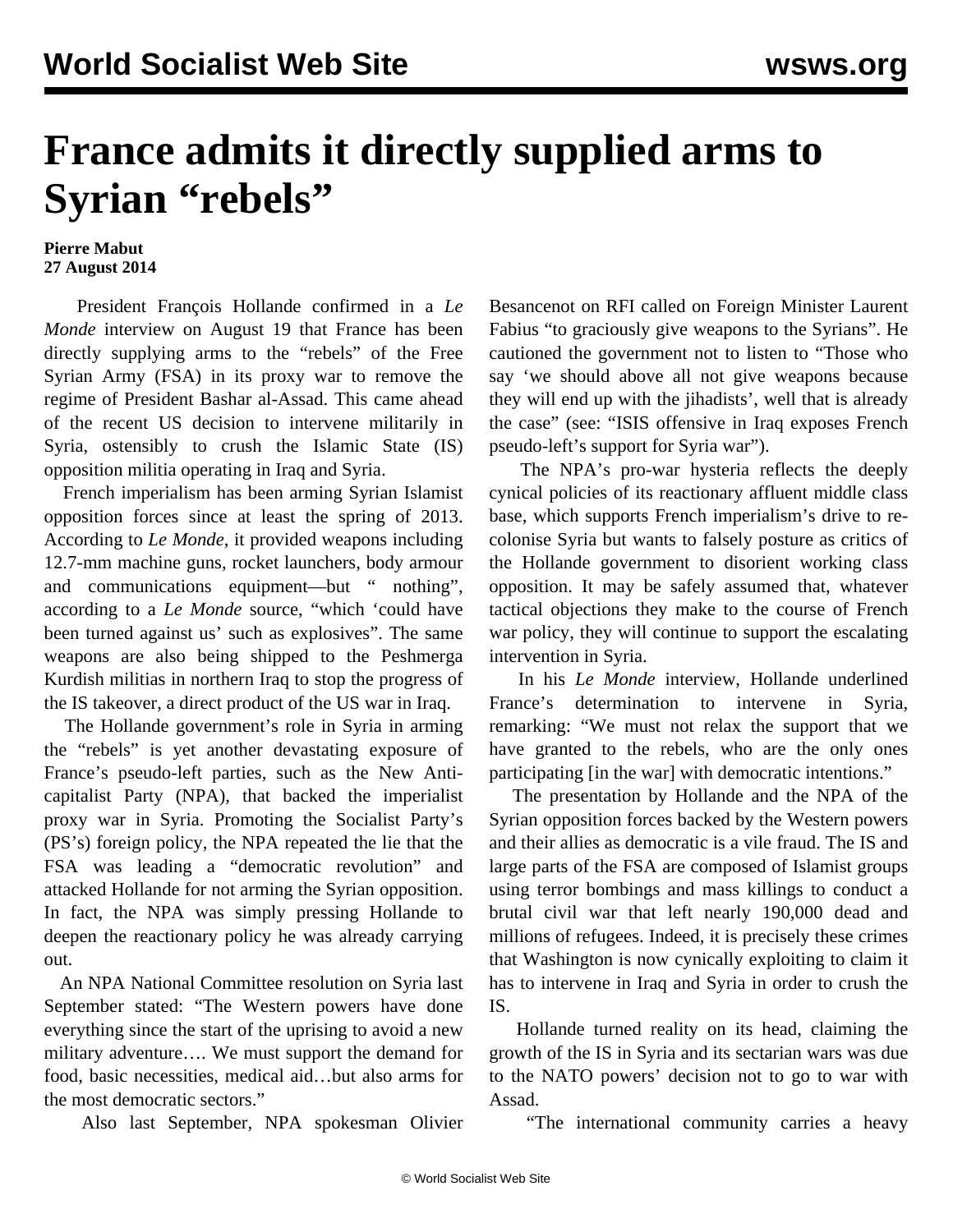# France admits it directly supplied arms to Syrian "rebels"

**Pierre Mabut**
**27 August 2014**

President François Hollande confirmed in a *Le Monde* interview on August 19 that France has been directly supplying arms to the "rebels" of the Free Syrian Army (FSA) in its proxy war to remove the regime of President Bashar al-Assad. This came ahead of the recent US decision to intervene militarily in Syria, ostensibly to crush the Islamic State (IS) opposition militia operating in Iraq and Syria.

French imperialism has been arming Syrian Islamist opposition forces since at least the spring of 2013. According to *Le Monde*, it provided weapons including 12.7-mm machine guns, rocket launchers, body armour and communications equipment—but " nothing", according to a *Le Monde* source, "which 'could have been turned against us' such as explosives". The same weapons are also being shipped to the Peshmerga Kurdish militias in northern Iraq to stop the progress of the IS takeover, a direct product of the US war in Iraq.

The Hollande government's role in Syria in arming the "rebels" is yet another devastating exposure of France's pseudo-left parties, such as the New Anti-capitalist Party (NPA), that backed the imperialist proxy war in Syria. Promoting the Socialist Party's (PS's) foreign policy, the NPA repeated the lie that the FSA was leading a "democratic revolution" and attacked Hollande for not arming the Syrian opposition. In fact, the NPA was simply pressing Hollande to deepen the reactionary policy he was already carrying out.

An NPA National Committee resolution on Syria last September stated: "The Western powers have done everything since the start of the uprising to avoid a new military adventure…. We must support the demand for food, basic necessities, medical aid…but also arms for the most democratic sectors."

Also last September, NPA spokesman Olivier Besancenot on RFI called on Foreign Minister Laurent Fabius "to graciously give weapons to the Syrians". He cautioned the government not to listen to "Those who say 'we should above all not give weapons because they will end up with the jihadists', well that is already the case" (see: "ISIS offensive in Iraq exposes French pseudo-left's support for Syria war").

The NPA's pro-war hysteria reflects the deeply cynical policies of its reactionary affluent middle class base, which supports French imperialism's drive to re-colonise Syria but wants to falsely posture as critics of the Hollande government to disorient working class opposition. It may be safely assumed that, whatever tactical objections they make to the course of French war policy, they will continue to support the escalating intervention in Syria.

In his *Le Monde* interview, Hollande underlined France's determination to intervene in Syria, remarking: "We must not relax the support that we have granted to the rebels, who are the only ones participating [in the war] with democratic intentions."

The presentation by Hollande and the NPA of the Syrian opposition forces backed by the Western powers and their allies as democratic is a vile fraud. The IS and large parts of the FSA are composed of Islamist groups using terror bombings and mass killings to conduct a brutal civil war that left nearly 190,000 dead and millions of refugees. Indeed, it is precisely these crimes that Washington is now cynically exploiting to claim it has to intervene in Iraq and Syria in order to crush the IS.

Hollande turned reality on its head, claiming the growth of the IS in Syria and its sectarian wars was due to the NATO powers' decision not to go to war with Assad.

"The international community carries a heavy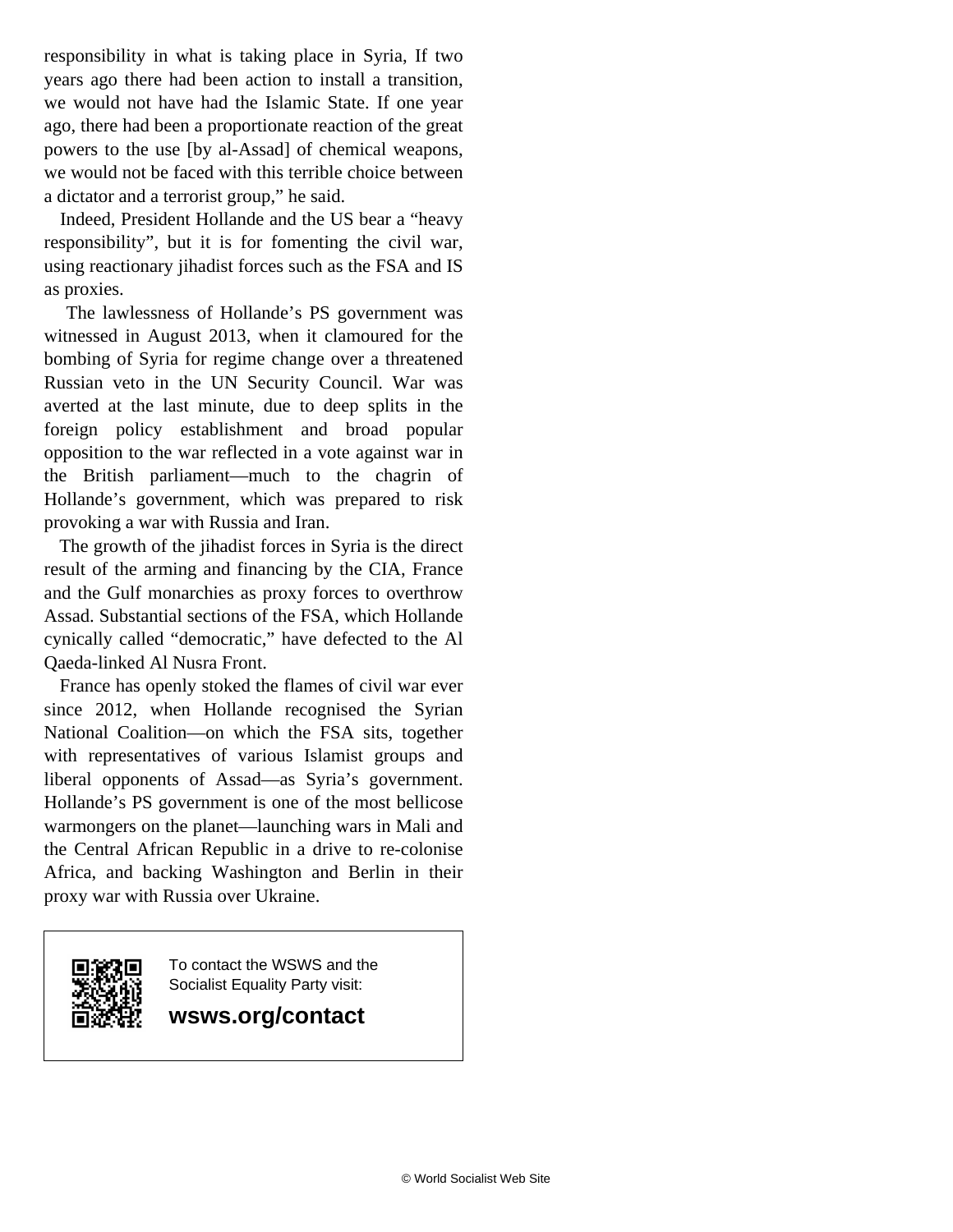responsibility in what is taking place in Syria, If two years ago there had been action to install a transition, we would not have had the Islamic State. If one year ago, there had been a proportionate reaction of the great powers to the use [by al-Assad] of chemical weapons, we would not be faced with this terrible choice between a dictator and a terrorist group," he said.

Indeed, President Hollande and the US bear a "heavy responsibility", but it is for fomenting the civil war, using reactionary jihadist forces such as the FSA and IS as proxies.

The lawlessness of Hollande's PS government was witnessed in August 2013, when it clamoured for the bombing of Syria for regime change over a threatened Russian veto in the UN Security Council. War was averted at the last minute, due to deep splits in the foreign policy establishment and broad popular opposition to the war reflected in a vote against war in the British parliament—much to the chagrin of Hollande's government, which was prepared to risk provoking a war with Russia and Iran.

The growth of the jihadist forces in Syria is the direct result of the arming and financing by the CIA, France and the Gulf monarchies as proxy forces to overthrow Assad. Substantial sections of the FSA, which Hollande cynically called "democratic," have defected to the Al Qaeda-linked Al Nusra Front.

France has openly stoked the flames of civil war ever since 2012, when Hollande recognised the Syrian National Coalition—on which the FSA sits, together with representatives of various Islamist groups and liberal opponents of Assad—as Syria's government. Hollande's PS government is one of the most bellicose warmongers on the planet—launching wars in Mali and the Central African Republic in a drive to re-colonise Africa, and backing Washington and Berlin in their proxy war with Russia over Ukraine.

To contact the WSWS and the Socialist Equality Party visit:

**wsws.org/contact**